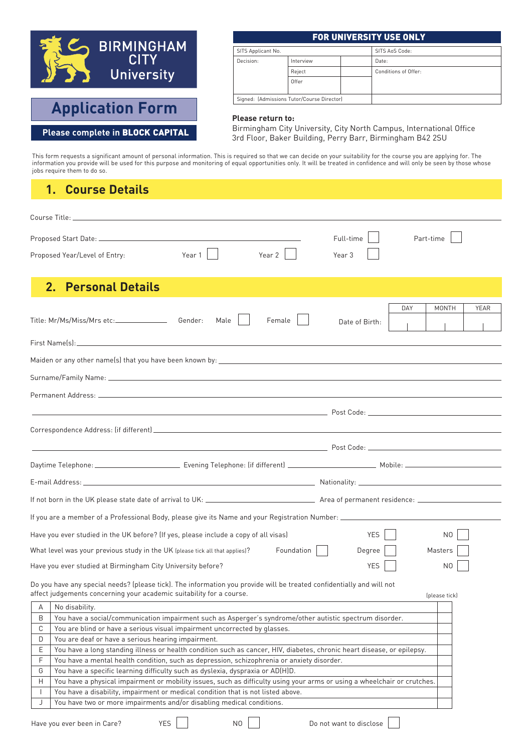BIRMINGHAM CITY University

# Application Form

**Please complete in BLOCK CAPITAL**

| FOR UNIVERSITY USE ONLY | | | |
|---|---|---|---|
| SITS Applicant No. | | | SITS AoS Code: |
| Decision: | Interview | | Date: |
| | Reject | | Conditions of Offer: |
| | Offer | | |
| Signed: (Admissions Tutor/Course Director) | | | |

**Please return to:**
Birmingham City University, City North Campus, International Office
3rd Floor, Baker Building, Perry Barr, Birmingham B42 2SU

This form requests a significant amount of personal information. This is required so that we can decide on your suitability for the course you are applying for. The information you provide will be used for this purpose and monitoring of equal opportunities only. It will be treated in confidence and will only be seen by those whose jobs require them to do so.

## 1. Course Details

Course Title: ______________________________

Proposed Start Date: ______________________ Full-time ☐ Part-time ☐

Proposed Year/Level of Entry: Year 1 ☐ Year 2 ☐ Year 3 ☐

## 2. Personal Details

Title: Mr/Ms/Miss/Mrs etc: ____________ Gender: Male ☐ Female ☐

Date of Birth:

| DAY | MONTH | YEAR |
|---|---|---|
| | | |

First Name(s): ______________________________

Maiden or any other name(s) that you have been known by: ______________________________

Surname/Family Name: ______________________________

Permanent Address: ______________________________

______________________________ Post Code: ______________

Correspondence Address: (if different) ______________________________

______________________________ Post Code: ______________

Daytime Telephone: ______________ Evening Telephone: (if different) ______________ Mobile: ______________

E-mail Address: ______________________________ Nationality: ______________

If not born in the UK please state date of arrival to UK: ______________ Area of permanent residence: ______________

If you are a member of a Professional Body, please give its Name and your Registration Number: ______________

Have you ever studied in the UK before? (If yes, please include a copy of all visas) YES ☐ NO ☐

What level was your previous study in the UK (please tick all that applies)? Foundation ☐ Degree ☐ Masters ☐

Have you ever studied at Birmingham City University before? YES ☐ NO ☐

Do you have any special needs? (please tick). The information you provide will be treated confidentially and will not affect judgements concerning your academic suitability for a course.

| | | (please tick) |
|---|---|---|
| A | No disability. | |
| B | You have a social/communication impairment such as Asperger's syndrome/other autistic spectrum disorder. | |
| C | You are blind or have a serious visual impairment uncorrected by glasses. | |
| D | You are deaf or have a serious hearing impairment. | |
| E | You have a long standing illness or health condition such as cancer, HIV, diabetes, chronic heart disease, or epilepsy. | |
| F | You have a mental health condition, such as depression, schizophrenia or anxiety disorder. | |
| G | You have a specific learning difficulty such as dyslexia, dyspraxia or AD(H)D. | |
| H | You have a physical impairment or mobility issues, such as difficulty using your arms or using a wheelchair or crutches. | |
| I | You have a disability, impairment or medical condition that is not listed above. | |
| J | You have two or more impairments and/or disabling medical conditions. | |

Have you ever been in Care? YES ☐ NO ☐ Do not want to disclose ☐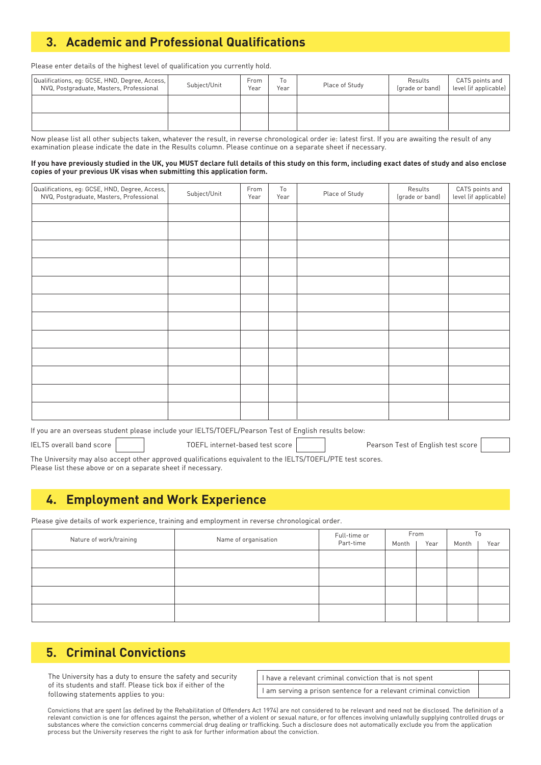## 3. Academic and Professional Qualifications

Please enter details of the highest level of qualification you currently hold.

| Qualifications, eg: GCSE, HND, Degree, Access, NVQ, Postgraduate, Masters, Professional | Subject/Unit | From Year | To Year | Place of Study | Results (grade or band) | CATS points and level (if applicable) |
|---|---|---|---|---|---|---|
| | | | | | | |
| | | | | | | |

Now please list all other subjects taken, whatever the result, in reverse chronological order ie: latest first. If you are awaiting the result of any examination please indicate the date in the Results column. Please continue on a separate sheet if necessary.

**If you have previously studied in the UK, you MUST declare full details of this study on this form, including exact dates of study and also enclose copies of your previous UK visas when submitting this application form.**

| Qualifications, eg: GCSE, HND, Degree, Access, NVQ, Postgraduate, Masters, Professional | Subject/Unit | From Year | To Year | Place of Study | Results (grade or band) | CATS points and level (if applicable) |
|---|---|---|---|---|---|---|
| | | | | | | |
| | | | | | | |
| | | | | | | |
| | | | | | | |
| | | | | | | |
| | | | | | | |
| | | | | | | |
| | | | | | | |
| | | | | | | |
| | | | | | | |
| | | | | | | |
| | | | | | | |

If you are an overseas student please include your IELTS/TOEFL/Pearson Test of English results below:

IELTS overall band score ☐ TOEFL internet-based test score ☐ Pearson Test of English test score ☐

The University may also accept other approved qualifications equivalent to the IELTS/TOEFL/PTE test scores.
Please list these above or on a separate sheet if necessary.

## 4. Employment and Work Experience

Please give details of work experience, training and employment in reverse chronological order.

| Nature of work/training | Name of organisation | Full-time or Part-time | From | | To | |
|---|---|---|---|---|---|---|
| | | | Month | Year | Month | Year |
| | | | | | | |
| | | | | | | |
| | | | | | | |
| | | | | | | |

## 5. Criminal Convictions

The University has a duty to ensure the safety and security of its students and staff. Please tick box if either of the following statements applies to you:

| Statement | |
|---|---|
| I have a relevant criminal conviction that is not spent | ☐ |
| I am serving a prison sentence for a relevant criminal conviction | ☐ |

Convictions that are spent (as defined by the Rehabilitation of Offenders Act 1974) are not considered to be relevant and need not be disclosed. The definition of a relevant conviction is one for offences against the person, whether of a violent or sexual nature, or for offences involving unlawfully supplying controlled drugs or substances where the conviction concerns commercial drug dealing or trafficking. Such a disclosure does not automatically exclude you from the application process but the University reserves the right to ask for further information about the conviction.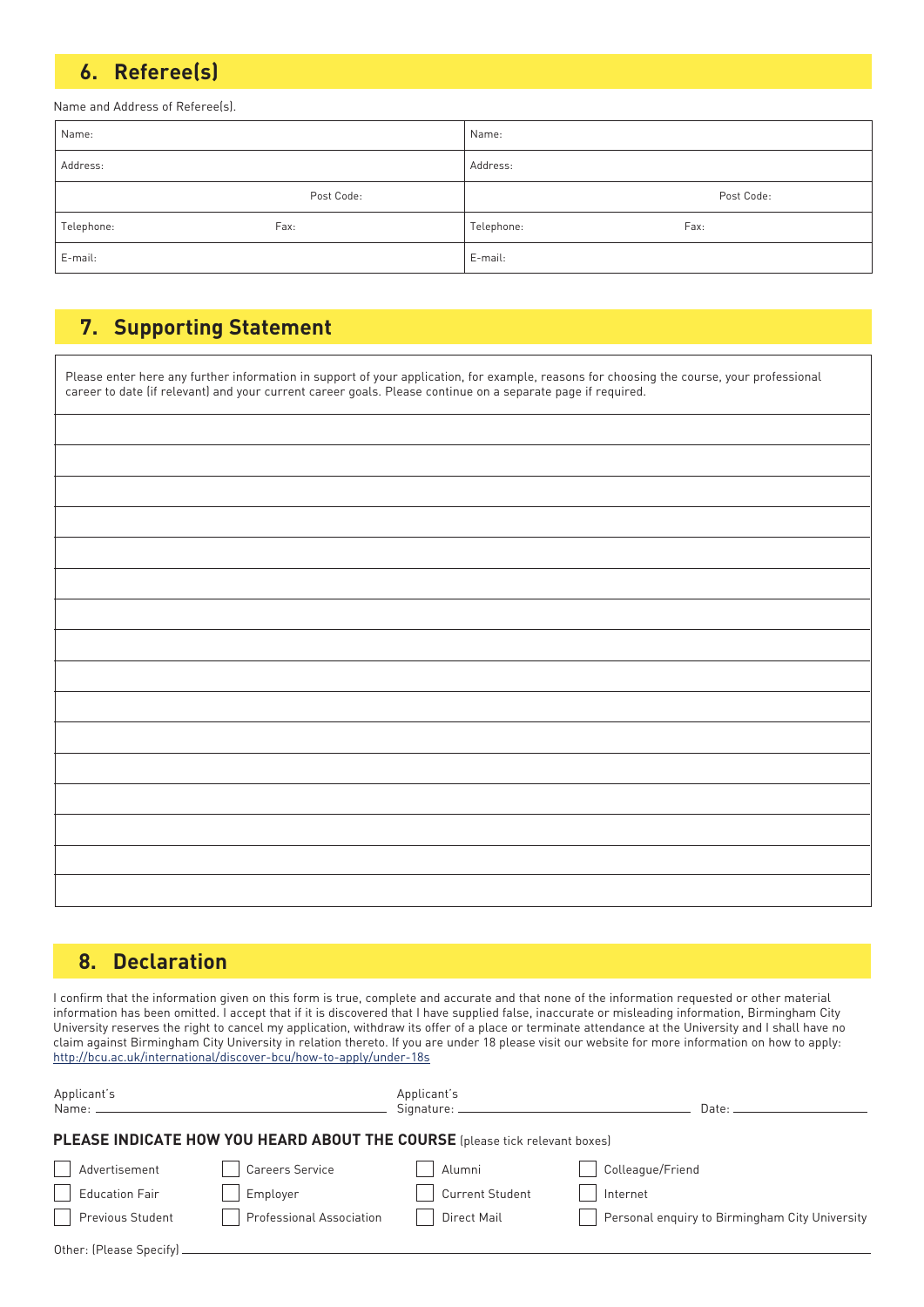## 6. Referee(s)

Name and Address of Referee(s).

| | | | |
|---|---|---|---|
| Name: | | Name: | |
| Address: | | Address: | |
| | Post Code: | | Post Code: |
| Telephone: | Fax: | Telephone: | Fax: |
| E-mail: | | E-mail: | |

## 7. Supporting Statement

Please enter here any further information in support of your application, for example, reasons for choosing the course, your professional career to date (if relevant) and your current career goals. Please continue on a separate page if required.

## 8. Declaration

I confirm that the information given on this form is true, complete and accurate and that none of the information requested or other material information has been omitted. I accept that if it is discovered that I have supplied false, inaccurate or misleading information, Birmingham City University reserves the right to cancel my application, withdraw its offer of a place or terminate attendance at the University and I shall have no claim against Birmingham City University in relation thereto. If you are under 18 please visit our website for more information on how to apply: http://bcu.ac.uk/international/discover-bcu/how-to-apply/under-18s

Applicant's Name: ______________________ Applicant's Signature: ______________________ Date: ______________

**PLEASE INDICATE HOW YOU HEARD ABOUT THE COURSE** (please tick relevant boxes)

| | | | |
|---|---|---|---|
| ☐ Advertisement | ☐ Careers Service | ☐ Alumni | ☐ Colleague/Friend |
| ☐ Education Fair | ☐ Employer | ☐ Current Student | ☐ Internet |
| ☐ Previous Student | ☐ Professional Association | ☐ Direct Mail | ☐ Personal enquiry to Birmingham City University |

Other: (Please Specify) ______________________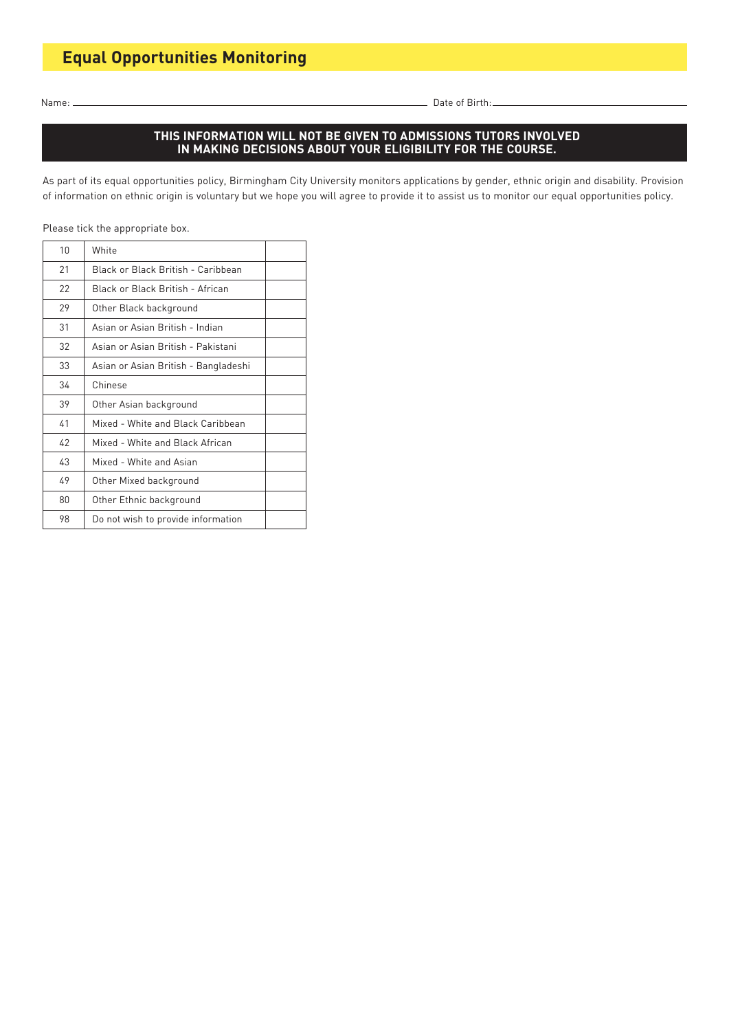## Equal Opportunities Monitoring

Name: ______________________________ Date of Birth: ______________________________

**THIS INFORMATION WILL NOT BE GIVEN TO ADMISSIONS TUTORS INVOLVED IN MAKING DECISIONS ABOUT YOUR ELIGIBILITY FOR THE COURSE.**

As part of its equal opportunities policy, Birmingham City University monitors applications by gender, ethnic origin and disability. Provision of information on ethnic origin is voluntary but we hope you will agree to provide it to assist us to monitor our equal opportunities policy.

Please tick the appropriate box.

| | | |
|---|---|---|
| 10 | White | |
| 21 | Black or Black British - Caribbean | |
| 22 | Black or Black British - African | |
| 29 | Other Black background | |
| 31 | Asian or Asian British - Indian | |
| 32 | Asian or Asian British - Pakistani | |
| 33 | Asian or Asian British - Bangladeshi | |
| 34 | Chinese | |
| 39 | Other Asian background | |
| 41 | Mixed - White and Black Caribbean | |
| 42 | Mixed - White and Black African | |
| 43 | Mixed - White and Asian | |
| 49 | Other Mixed background | |
| 80 | Other Ethnic background | |
| 98 | Do not wish to provide information | |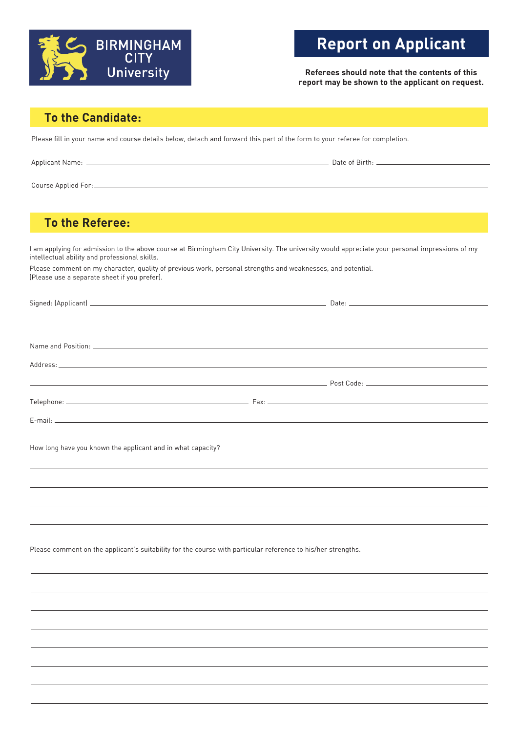BIRMINGHAM CITY University

# Report on Applicant

**Referees should note that the contents of this report may be shown to the applicant on request.**

## To the Candidate:

Please fill in your name and course details below, detach and forward this part of the form to your referee for completion.

Applicant Name: ______________________________ Date of Birth: ______________

Course Applied For: ______________________________

## To the Referee:

I am applying for admission to the above course at Birmingham City University. The university would appreciate your personal impressions of my intellectual ability and professional skills.

Please comment on my character, quality of previous work, personal strengths and weaknesses, and potential.
(Please use a separate sheet if you prefer).

Signed: (Applicant) ______________________________ Date: ______________

Name and Position: ______________________________

Address: ______________________________

______________________________ Post Code: ______________

Telephone: ______________ Fax: ______________

E-mail: ______________________________

How long have you known the applicant and in what capacity?

______________________________

______________________________

______________________________

______________________________

Please comment on the applicant's suitability for the course with particular reference to his/her strengths.

______________________________

______________________________

______________________________

______________________________

______________________________

______________________________

______________________________

______________________________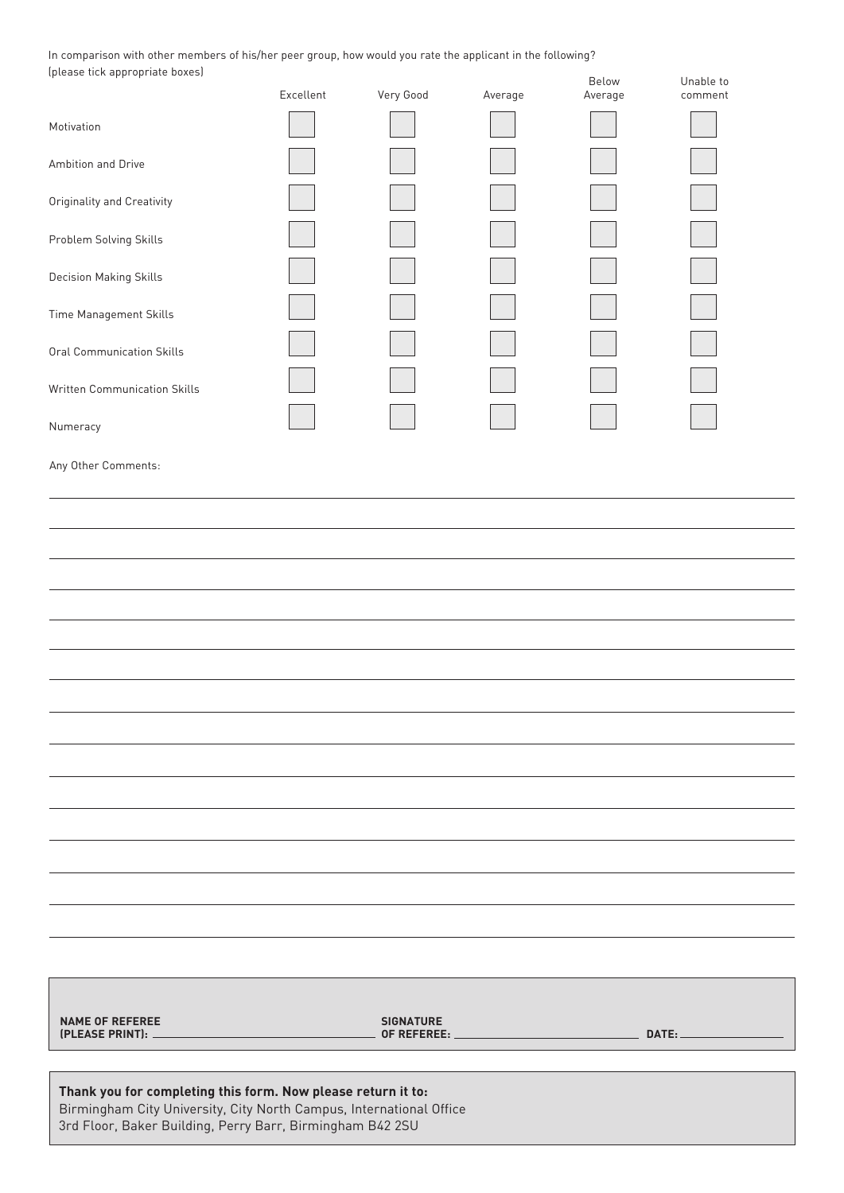In comparison with other members of his/her peer group, how would you rate the applicant in the following? (please tick appropriate boxes)

| | Excellent | Very Good | Average | Below Average | Unable to comment |
|---|---|---|---|---|---|
| Motivation | ☐ | ☐ | ☐ | ☐ | ☐ |
| Ambition and Drive | ☐ | ☐ | ☐ | ☐ | ☐ |
| Originality and Creativity | ☐ | ☐ | ☐ | ☐ | ☐ |
| Problem Solving Skills | ☐ | ☐ | ☐ | ☐ | ☐ |
| Decision Making Skills | ☐ | ☐ | ☐ | ☐ | ☐ |
| Time Management Skills | ☐ | ☐ | ☐ | ☐ | ☐ |
| Oral Communication Skills | ☐ | ☐ | ☐ | ☐ | ☐ |
| Written Communication Skills | ☐ | ☐ | ☐ | ☐ | ☐ |
| Numeracy | ☐ | ☐ | ☐ | ☐ | ☐ |

Any Other Comments:

______________________________________________________________________

______________________________________________________________________

______________________________________________________________________

______________________________________________________________________

______________________________________________________________________

______________________________________________________________________

______________________________________________________________________

______________________________________________________________________

______________________________________________________________________

______________________________________________________________________

______________________________________________________________________

______________________________________________________________________

______________________________________________________________________

______________________________________________________________________

______________________________________________________________________

**NAME OF REFEREE (PLEASE PRINT):** ____________________ **SIGNATURE OF REFEREE:** ____________________ **DATE:** ____________

**Thank you for completing this form. Now please return it to:**
Birmingham City University, City North Campus, International Office
3rd Floor, Baker Building, Perry Barr, Birmingham B42 2SU